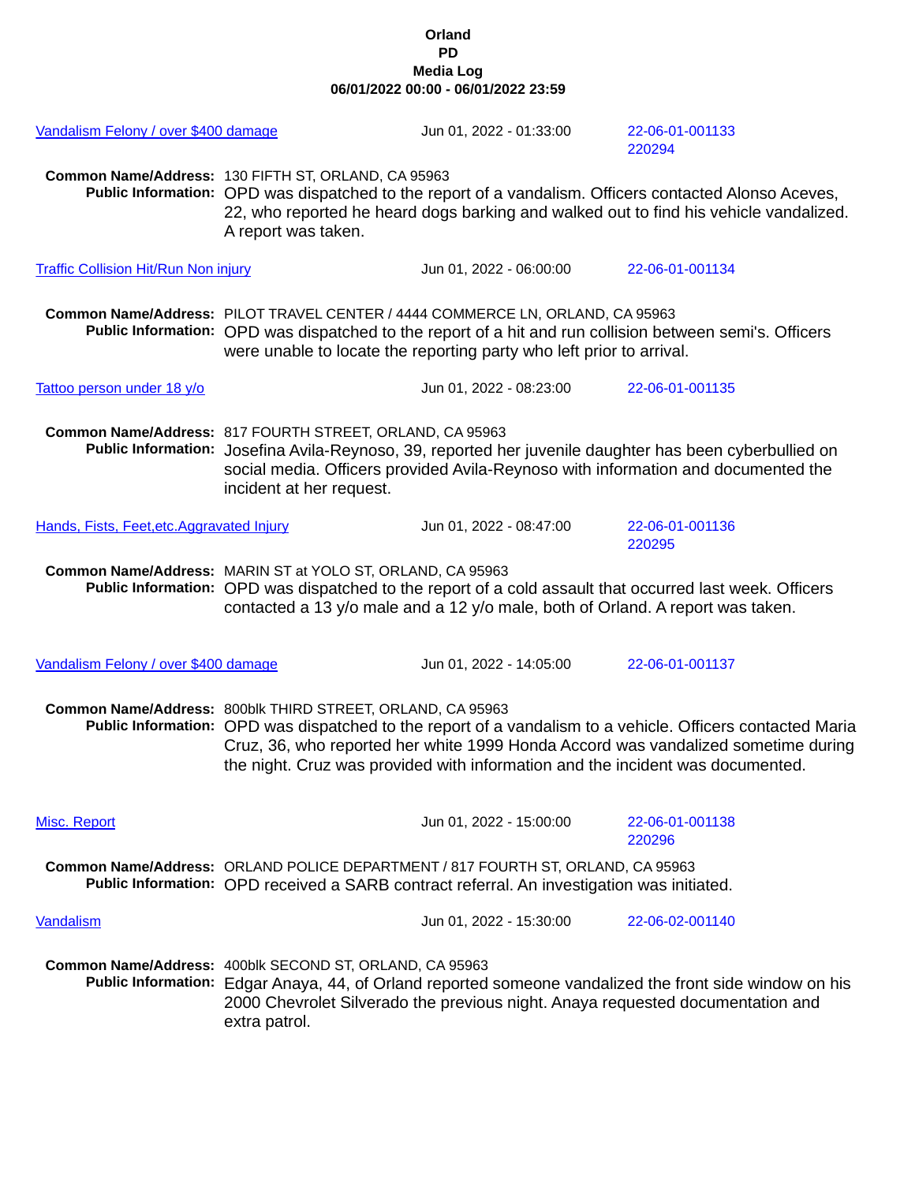# Orland PD Media Log

**06/01/2022 00:00 - 06/01/2022 23:59**

---

**Vandalism Felony / over $400 damage** — Jun 01, 2022 - 01:33:00 — 22-06-01-001133, 220294

**Common Name/Address:** 130 FIFTH ST, ORLAND, CA 95963

**Public Information:** OPD was dispatched to the report of a vandalism. Officers contacted Alonso Aceves, 22, who reported he heard dogs barking and walked out to find his vehicle vandalized. A report was taken.

---

**Traffic Collision Hit/Run Non injury** — Jun 01, 2022 - 06:00:00 — 22-06-01-001134

**Common Name/Address:** PILOT TRAVEL CENTER / 4444 COMMERCE LN, ORLAND, CA 95963

**Public Information:** OPD was dispatched to the report of a hit and run collision between semi's. Officers were unable to locate the reporting party who left prior to arrival.

---

**Tattoo person under 18 y/o** — Jun 01, 2022 - 08:23:00 — 22-06-01-001135

**Common Name/Address:** 817 FOURTH STREET, ORLAND, CA 95963

**Public Information:** Josefina Avila-Reynoso, 39, reported her juvenile daughter has been cyberbullied on social media. Officers provided Avila-Reynoso with information and documented the incident at her request.

---

**Hands, Fists, Feet,etc.Aggravated Injury** — Jun 01, 2022 - 08:47:00 — 22-06-01-001136, 220295

**Common Name/Address:** MARIN ST at YOLO ST, ORLAND, CA 95963

**Public Information:** OPD was dispatched to the report of a cold assault that occurred last week. Officers contacted a 13 y/o male and a 12 y/o male, both of Orland. A report was taken.

---

**Vandalism Felony / over $400 damage** — Jun 01, 2022 - 14:05:00 — 22-06-01-001137

**Common Name/Address:** 800blk THIRD STREET, ORLAND, CA 95963

**Public Information:** OPD was dispatched to the report of a vandalism to a vehicle. Officers contacted Maria Cruz, 36, who reported her white 1999 Honda Accord was vandalized sometime during the night. Cruz was provided with information and the incident was documented.

---

**Misc. Report** — Jun 01, 2022 - 15:00:00 — 22-06-01-001138, 220296

**Common Name/Address:** ORLAND POLICE DEPARTMENT / 817 FOURTH ST, ORLAND, CA 95963

**Public Information:** OPD received a SARB contract referral. An investigation was initiated.

---

**Vandalism** — Jun 01, 2022 - 15:30:00 — 22-06-02-001140

**Common Name/Address:** 400blk SECOND ST, ORLAND, CA 95963

**Public Information:** Edgar Anaya, 44, of Orland reported someone vandalized the front side window on his 2000 Chevrolet Silverado the previous night. Anaya requested documentation and extra patrol.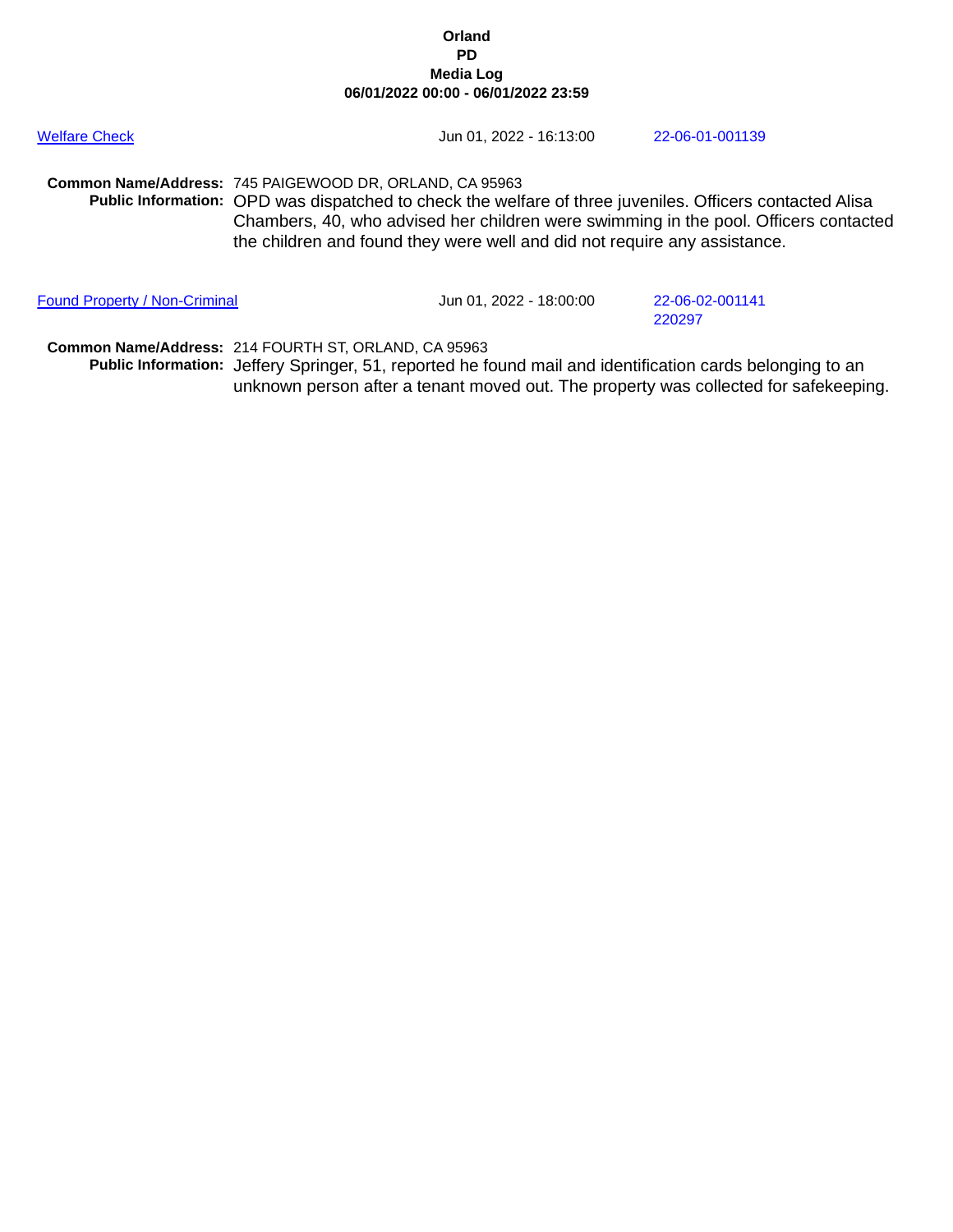**Orland**
**PD**
**Media Log**
**06/01/2022 00:00 - 06/01/2022 23:59**

[Welfare Check] Jun 01, 2022 - 16:13:00 22-06-01-001139

**Common Name/Address:** 745 PAIGEWOOD DR, ORLAND, CA 95963

**Public Information:** OPD was dispatched to check the welfare of three juveniles. Officers contacted Alisa Chambers, 40, who advised her children were swimming in the pool. Officers contacted the children and found they were well and did not require any assistance.

[Found Property / Non-Criminal] Jun 01, 2022 - 18:00:00 22-06-02-001141 220297

**Common Name/Address:** 214 FOURTH ST, ORLAND, CA 95963

**Public Information:** Jeffery Springer, 51, reported he found mail and identification cards belonging to an unknown person after a tenant moved out. The property was collected for safekeeping.